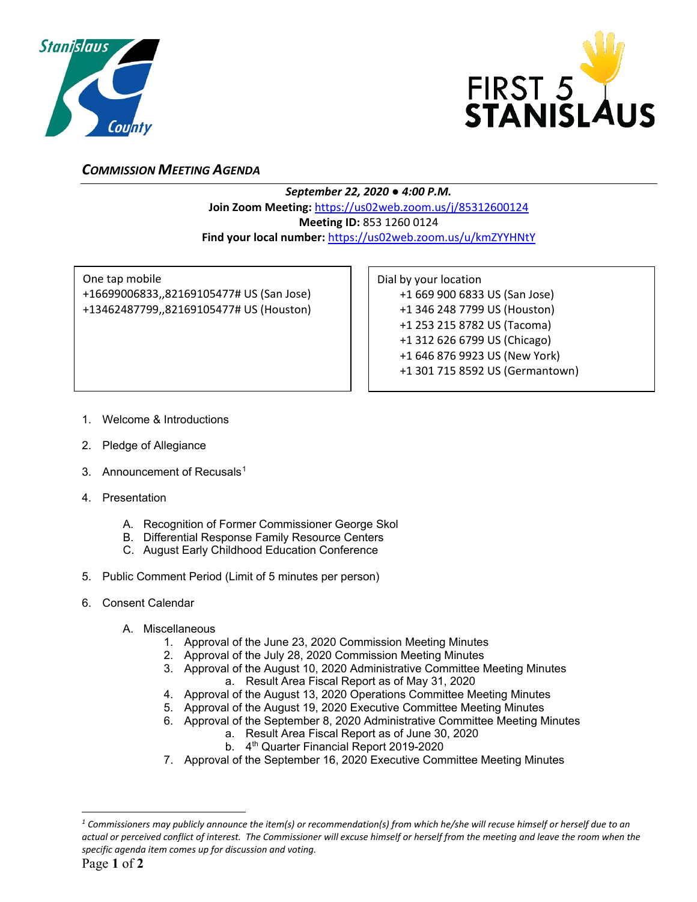## *COMMISSION MEETING AGENDA*

***September 22, 2020 ● 4:00 P.M.***

**Join Zoom Meeting:** https://us02web.zoom.us/j/85312600124

**Meeting ID:** 853 1260 0124

**Find your local number:** https://us02web.zoom.us/u/kmZYYHNtY

| One tap mobile | Dial by your location |
| --- | --- |
| +16699006833,,82169105477# US (San Jose) | +1 669 900 6833 US (San Jose) |
| +13462487799,,82169105477# US (Houston) | +1 346 248 7799 US (Houston) |
| | +1 253 215 8782 US (Tacoma) |
| | +1 312 626 6799 US (Chicago) |
| | +1 646 876 9923 US (New York) |
| | +1 301 715 8592 US (Germantown) |

1. Welcome & Introductions
2. Pledge of Allegiance
3. Announcement of Recusals[1]
4. Presentation
   - A. Recognition of Former Commissioner George Skol
   - B. Differential Response Family Resource Centers
   - C. August Early Childhood Education Conference
5. Public Comment Period (Limit of 5 minutes per person)
6. Consent Calendar
   - A. Miscellaneous
     1. Approval of the June 23, 2020 Commission Meeting Minutes
     2. Approval of the July 28, 2020 Commission Meeting Minutes
     3. Approval of the August 10, 2020 Administrative Committee Meeting Minutes
        - a. Result Area Fiscal Report as of May 31, 2020
     4. Approval of the August 13, 2020 Operations Committee Meeting Minutes
     5. Approval of the August 19, 2020 Executive Committee Meeting Minutes
     6. Approval of the September 8, 2020 Administrative Committee Meeting Minutes
        - a. Result Area Fiscal Report as of June 30, 2020
        - b. 4th Quarter Financial Report 2019-2020
     7. Approval of the September 16, 2020 Executive Committee Meeting Minutes

---

[1] *Commissioners may publicly announce the item(s) or recommendation(s) from which he/she will recuse himself or herself due to an actual or perceived conflict of interest. The Commissioner will excuse himself or herself from the meeting and leave the room when the specific agenda item comes up for discussion and voting.*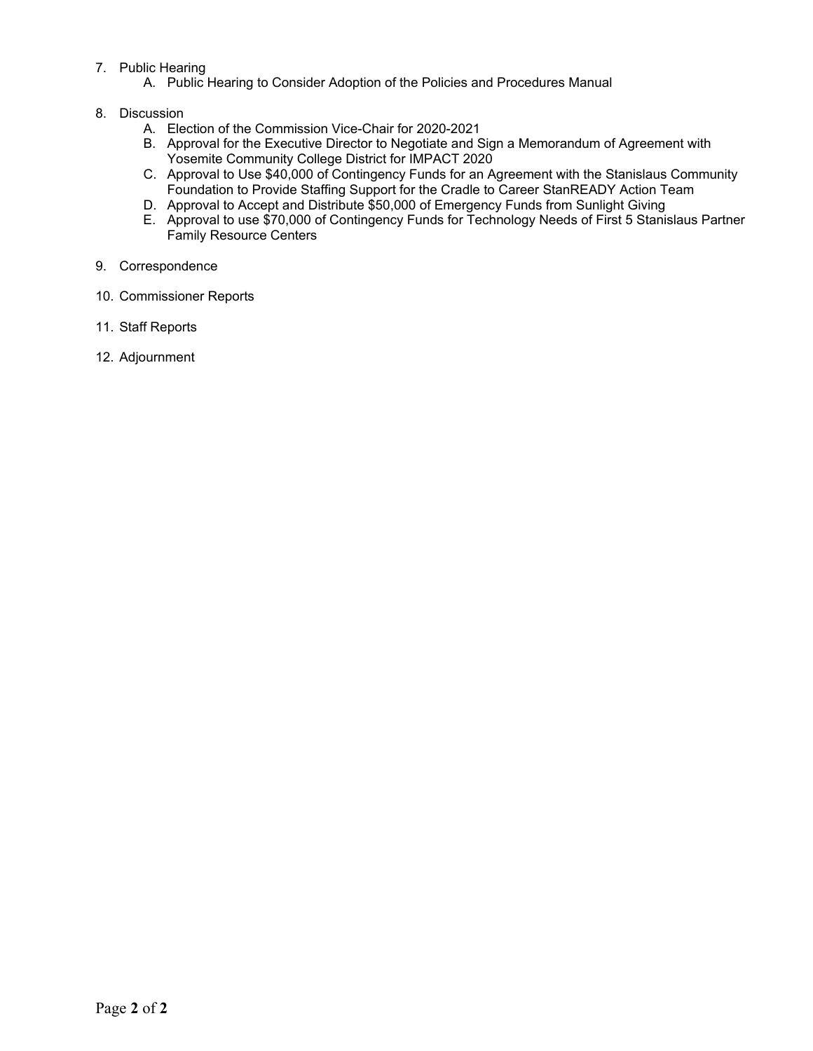7. Public Hearing
    A. Public Hearing to Consider Adoption of the Policies and Procedures Manual

8. Discussion
    A. Election of the Commission Vice-Chair for 2020-2021
    B. Approval for the Executive Director to Negotiate and Sign a Memorandum of Agreement with Yosemite Community College District for IMPACT 2020
    C. Approval to Use $40,000 of Contingency Funds for an Agreement with the Stanislaus Community Foundation to Provide Staffing Support for the Cradle to Career StanREADY Action Team
    D. Approval to Accept and Distribute $50,000 of Emergency Funds from Sunlight Giving
    E. Approval to use $70,000 of Contingency Funds for Technology Needs of First 5 Stanislaus Partner Family Resource Centers

9. Correspondence

10. Commissioner Reports

11. Staff Reports

12. Adjournment